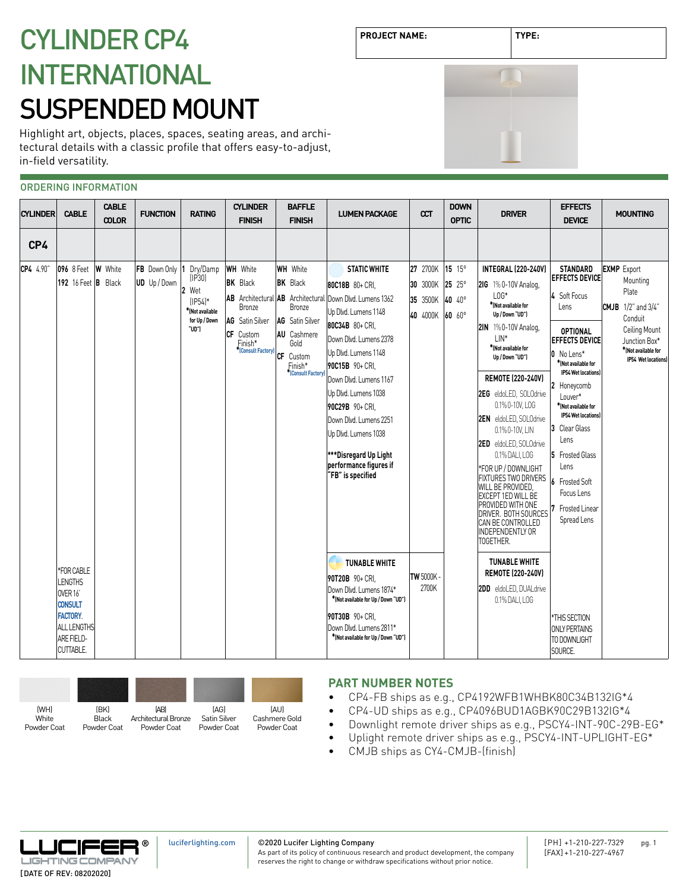# CYLINDER CP4 INTERNATIONAL SUSPENDED MOUNT

| PROJECT NAME: | TYPE: |
|---|---|

Highlight art, objects, places, spaces, seating areas, and architectural details with a classic profile that offers easy-to-adjust, in-field versatility.

## ORDERING INFORMATION

| CYLINDER | CABLE | CABLE COLOR | FUNCTION | RATING | CYLINDER FINISH | BAFFLE FINISH | LUMEN PACKAGE | CCT | DOWN OPTIC | DRIVER | EFFECTS DEVICE | MOUNTING |
|---|---|---|---|---|---|---|---|---|---|---|---|---|
| CP4 | | | | | | | | | | | | |
| **CP4** 4.90" | **096** 8 Feet<br>**192** 16 Feet | **W** White<br>**B** Black | **FB** Down Only<br>**UD** Up / Down | **1** Dry/Damp (IP30)<br>**2** Wet (IP54)*<br>*(Not available for Up / Down "UD") | **WH** White<br>**BK** Black<br>**AB** Architectural Bronze<br>**AG** Satin Silver<br>**CF** Custom Finish*<br>*(Consult Factory) | **WH** White<br>**BK** Black<br>**AB** Architectural Bronze<br>**AG** Satin Silver<br>**AU** Cashmere Gold<br>**CF** Custom Finish*<br>*(Consult Factory) | **STATIC WHITE**<br>**80C18B** 80+ CRI, Down Dlvd. Lumens 1362, Up Dlvd. Lumens 1148<br>**80C34B** 80+ CRI, Down Dlvd. Lumens 2378, Up Dlvd. Lumens 1148<br>**90C15B** 90+ CRI, Down Dlvd. Lumens 1167, Up Dlvd. Lumens 1038<br>**90C29B** 90+ CRI, Down Dlvd. Lumens 2251, Up Dlvd. Lumens 1038<br>***Disregard Up Light performance figures if "FB" is specified | **27** 2700K<br>**30** 3000K<br>**35** 3500K<br>**40** 4000K | **15** 15°<br>**25** 25°<br>**40** 40°<br>**60** 60° | **INTEGRAL (220-240V)**<br>**2IG** 1% 0-10V Analog, LOG*<br>*(Not available for Up / Down "UD")<br>**2IN** 1% 0-10V Analog, LIN*<br>*(Not available for Up / Down "UD")<br>**REMOTE (220-240V)**<br>**2EG** eldoLED, SOLOdrive 0.1% 0-10V, LOG<br>**2EN** eldoLED, SOLOdrive 0.1% 0-10V, LIN<br>**2ED** eldoLED, SOLOdrive 0.1% DALI, LOG<br>*FOR UP / DOWNLIGHT FIXTURES TWO DRIVERS WILL BE PROVIDED, EXCEPT 1ED WILL BE PROVIDED WITH ONE DRIVER. BOTH SOURCES CAN BE CONTROLLED INDEPENDENTLY OR TOGETHER. | **STANDARD EFFECTS DEVICE**<br>**4** Soft Focus Lens<br>**OPTIONAL EFFECTS DEVICE**<br>**0** No Lens*<br>*(Not available for IP54 Wet locations)<br>**2** Honeycomb Louver*<br>*(Not available for IP54 Wet locations)<br>**3** Clear Glass Lens<br>**5** Frosted Glass Lens<br>**6** Frosted Soft Focus Lens<br>**7** Frosted Linear Spread Lens | **EXMP** Export Mounting Plate<br>**CMJB** 1/2" and 3/4" Conduit Ceiling Mount Junction Box*<br>*(Not available for IP54 Wet locations) |
| | *FOR CABLE LENGTHS OVER 16' **CONSULT FACTORY.** ALL LENGTHS ARE FIELD-CUTTABLE. | | | | | | **TUNABLE WHITE**<br>**90T20B** 90+ CRI, Down Dlvd. Lumens 1874*<br>*(Not available for Up / Down "UD")<br>**90T30B** 90+ CRI, Down Dlvd. Lumens 2811*<br>*(Not available for Up / Down "UD") | **TW** 5000K - 2700K | | **TUNABLE WHITE REMOTE (220-240V)**<br>**2DD** eldoLED, DUALdrive 0.1% DALI, LOG | *THIS SECTION ONLY PERTAINS TO DOWNLIGHT SOURCE. | |

(WH) White Powder Coat | (BK) Black Powder Coat | (AB) Architectural Bronze Powder Coat | (AG) Satin Silver Powder Coat | (AU) Cashmere Gold Powder Coat

## PART NUMBER NOTES

- CP4-FB ships as e.g., CP4192WFB1WHBK80C34B132IG*4
- CP4-UD ships as e.g., CP4096BUD1AGBK90C29B132IG*4
- Downlight remote driver ships as e.g., PSCY4-INT-90C-29B-EG*
- Uplight remote driver ships as e.g., PSCY4-INT-UPLIGHT-EG*
- CMJB ships as CY4-CMJB-(finish)

LUCIFER® LIGHTING COMPANY

[DATE OF REV: 08202020]

luciferlighting.com

©2020 Lucifer Lighting Company
As part of its policy of continuous research and product development, the company reserves the right to change or withdraw specifications without prior notice.

[PH] +1-210-227-7329
[FAX] +1-210-227-4967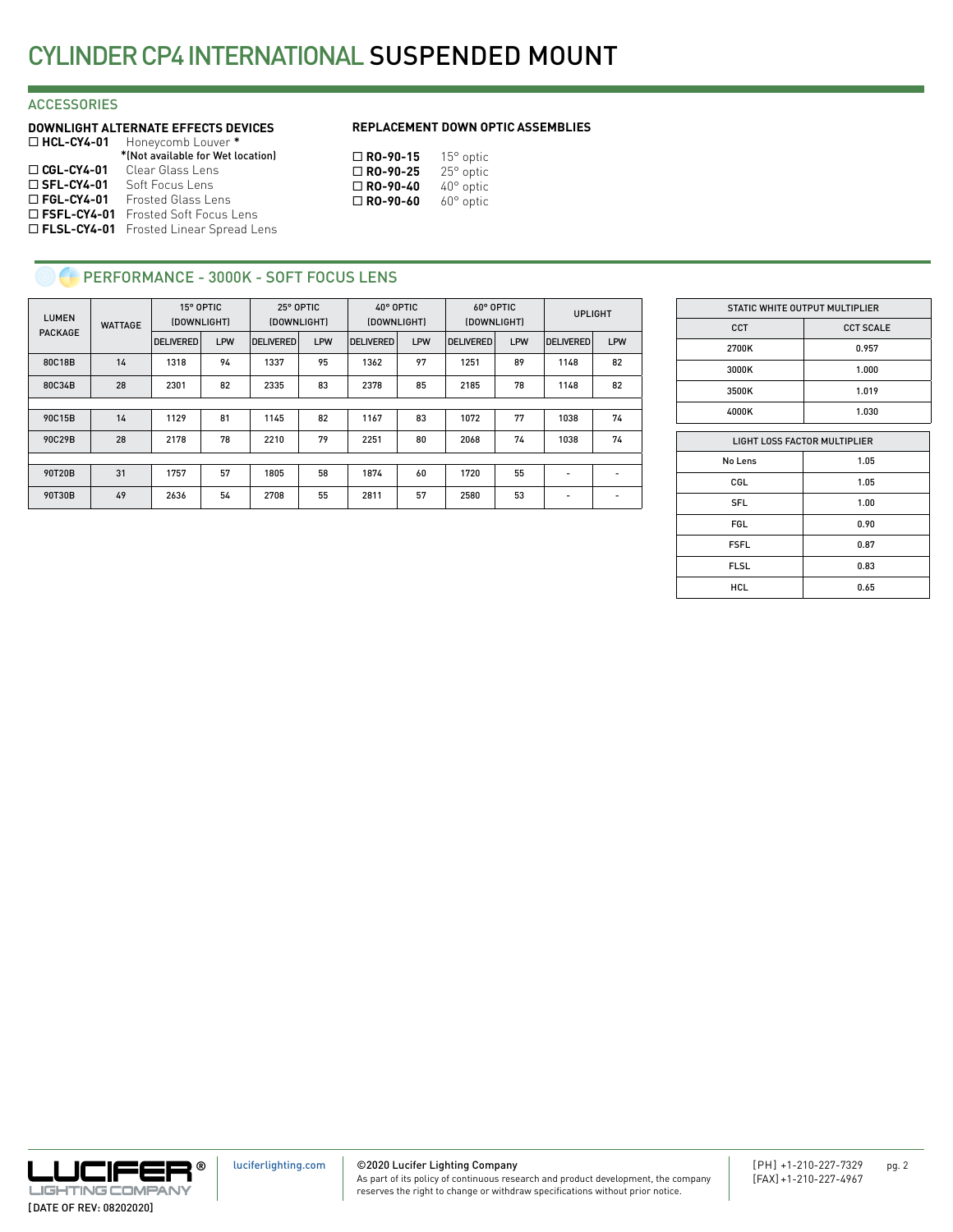# CYLINDER CP4 INTERNATIONAL SUSPENDED MOUNT

## ACCESSORIES

### DOWNLIGHT ALTERNATE EFFECTS DEVICES

- ☐ **HCL-CY4-01** Honeycomb Louver *
  *(Not available for Wet location)
- ☐ **CGL-CY4-01** Clear Glass Lens
- ☐ **SFL-CY4-01** Soft Focus Lens
- ☐ **FGL-CY4-01** Frosted Glass Lens
- ☐ **FSFL-CY4-01** Frosted Soft Focus Lens
- ☐ **FLSL-CY4-01** Frosted Linear Spread Lens

### REPLACEMENT DOWN OPTIC ASSEMBLIES

- ☐ **RO-90-15** 15° optic
- ☐ **RO-90-25** 25° optic
- ☐ **RO-90-40** 40° optic
- ☐ **RO-90-60** 60° optic

## PERFORMANCE - 3000K - SOFT FOCUS LENS

| LUMEN PACKAGE | WATTAGE | 15° OPTIC (DOWNLIGHT) | | 25° OPTIC (DOWNLIGHT) | | 40° OPTIC (DOWNLIGHT) | | 60° OPTIC (DOWNLIGHT) | | UPLIGHT | |
|---|---|---|---|---|---|---|---|---|---|---|---|
| | | DELIVERED | LPW | DELIVERED | LPW | DELIVERED | LPW | DELIVERED | LPW | DELIVERED | LPW |
| 80C18B | 14 | 1318 | 94 | 1337 | 95 | 1362 | 97 | 1251 | 89 | 1148 | 82 |
| 80C34B | 28 | 2301 | 82 | 2335 | 83 | 2378 | 85 | 2185 | 78 | 1148 | 82 |
| 90C15B | 14 | 1129 | 81 | 1145 | 82 | 1167 | 83 | 1072 | 77 | 1038 | 74 |
| 90C29B | 28 | 2178 | 78 | 2210 | 79 | 2251 | 80 | 2068 | 74 | 1038 | 74 |
| 90T20B | 31 | 1757 | 57 | 1805 | 58 | 1874 | 60 | 1720 | 55 | - | - |
| 90T30B | 49 | 2636 | 54 | 2708 | 55 | 2811 | 57 | 2580 | 53 | - | - |

| STATIC WHITE OUTPUT MULTIPLIER | |
|---|---|
| CCT | CCT SCALE |
| 2700K | 0.957 |
| 3000K | 1.000 |
| 3500K | 1.019 |
| 4000K | 1.030 |

| LIGHT LOSS FACTOR MULTIPLIER | |
|---|---|
| No Lens | 1.05 |
| CGL | 1.05 |
| SFL | 1.00 |
| FGL | 0.90 |
| FSFL | 0.87 |
| FLSL | 0.83 |
| HCL | 0.65 |

LUCIFER® LIGHTING COMPANY

[DATE OF REV: 08202020]

luciferlighting.com

©2020 Lucifer Lighting Company
As part of its policy of continuous research and product development, the company reserves the right to change or withdraw specifications without prior notice.

[PH] +1-210-227-7329
[FAX] +1-210-227-4967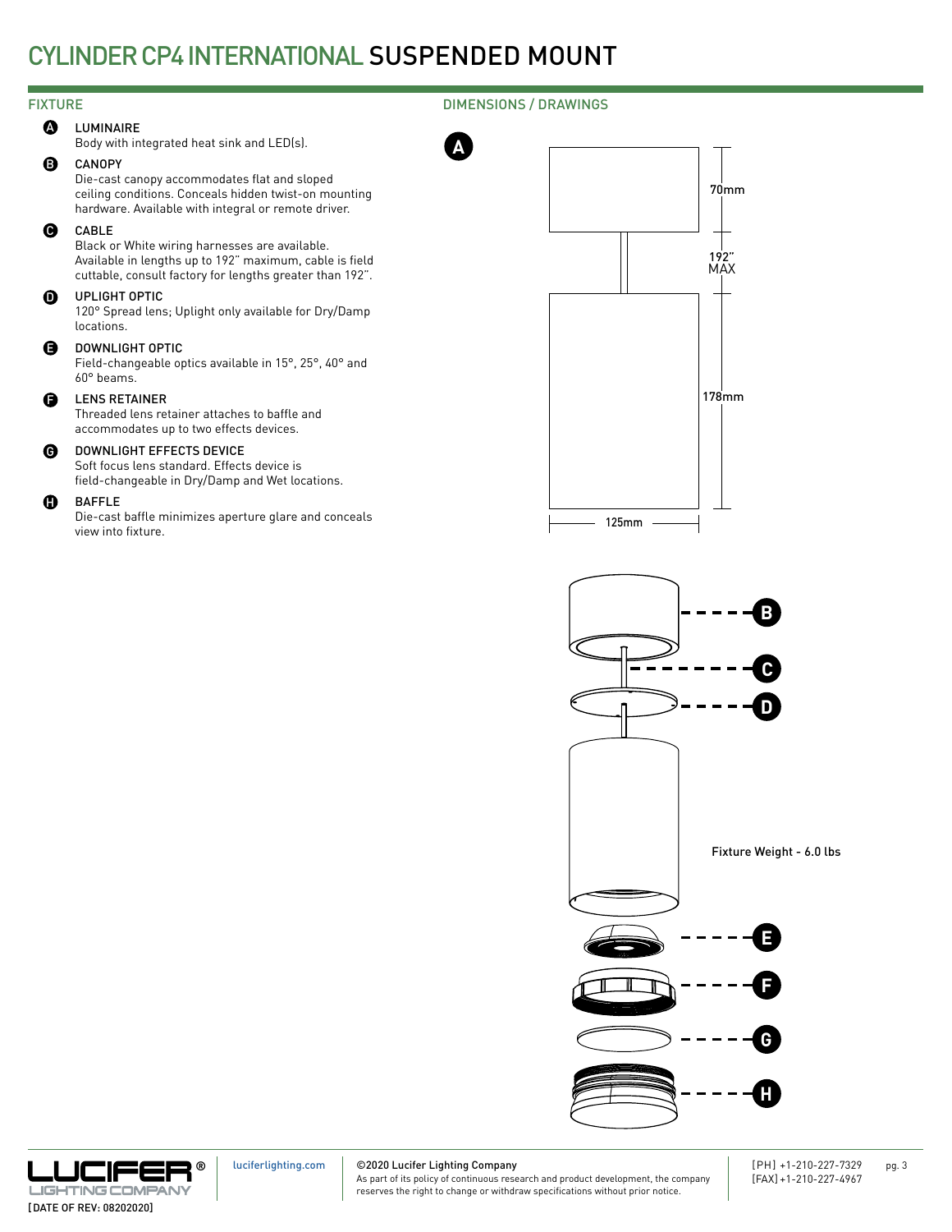# CYLINDER CP4 INTERNATIONAL SUSPENDED MOUNT

## FIXTURE

**A** LUMINAIRE
Body with integrated heat sink and LED(s).

**B** CANOPY
Die-cast canopy accommodates flat and sloped ceiling conditions. Conceals hidden twist-on mounting hardware. Available with integral or remote driver.

**C** CABLE
Black or White wiring harnesses are available. Available in lengths up to 192" maximum, cable is field cuttable, consult factory for lengths greater than 192".

**D** UPLIGHT OPTIC
120° Spread lens; Uplight only available for Dry/Damp locations.

**E** DOWNLIGHT OPTIC
Field-changeable optics available in 15°, 25°, 40° and 60° beams.

**F** LENS RETAINER
Threaded lens retainer attaches to baffle and accommodates up to two effects devices.

**G** DOWNLIGHT EFFECTS DEVICE
Soft focus lens standard. Effects device is field-changeable in Dry/Damp and Wet locations.

**H** BAFFLE
Die-cast baffle minimizes aperture glare and conceals view into fixture.

## DIMENSIONS / DRAWINGS

A

70mm

192" MAX

178mm

125mm

B
C
D

Fixture Weight - 6.0 lbs

E
F
G
H

luciferlighting.com

©2020 Lucifer Lighting Company
As part of its policy of continuous research and product development, the company reserves the right to change or withdraw specifications without prior notice.

[PH] +1-210-227-7329
[FAX] +1-210-227-4967

[DATE OF REV: 08202020]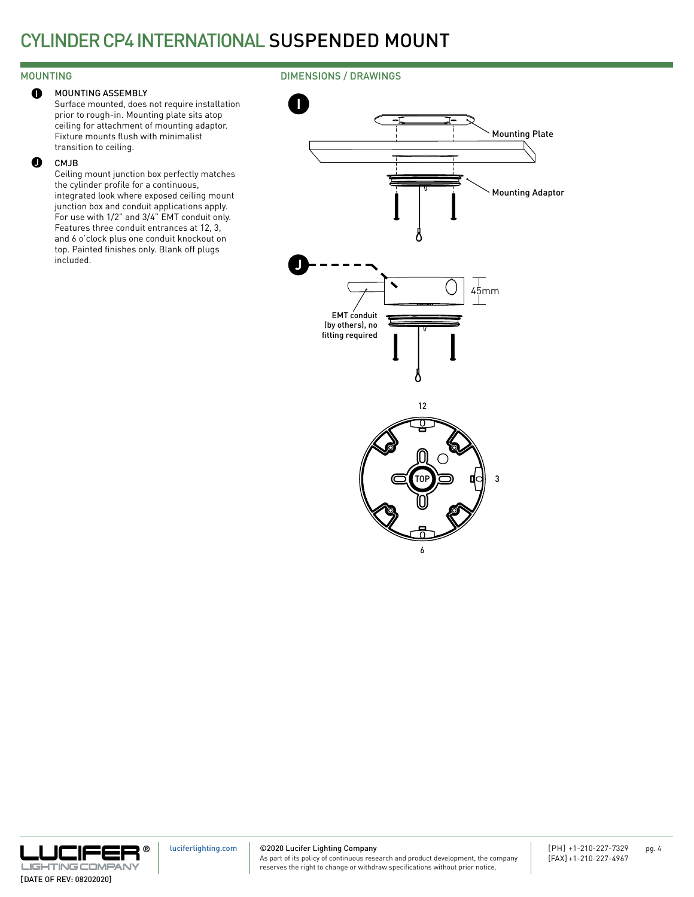# CYLINDER CP4 INTERNATIONAL SUSPENDED MOUNT

## MOUNTING

**I** MOUNTING ASSEMBLY

Surface mounted, does not require installation prior to rough-in. Mounting plate sits atop ceiling for attachment of mounting adaptor. Fixture mounts flush with minimalist transition to ceiling.

**J** CMJB

Ceiling mount junction box perfectly matches the cylinder profile for a continuous, integrated look where exposed ceiling mount junction box and conduit applications apply. For use with 1/2" and 3/4" EMT conduit only. Features three conduit entrances at 12, 3, and 6 o'clock plus one conduit knockout on top. Painted finishes only. Blank off plugs included.

## DIMENSIONS / DRAWINGS

I

Mounting Plate

Mounting Adaptor

J

45mm

EMT conduit (by others), no fitting required

12

TOP

3

6

[DATE OF REV: 08202020]

luciferlighting.com

©2020 Lucifer Lighting Company
As part of its policy of continuous research and product development, the company reserves the right to change or withdraw specifications without prior notice.

[PH] +1-210-227-7329
[FAX] +1-210-227-4967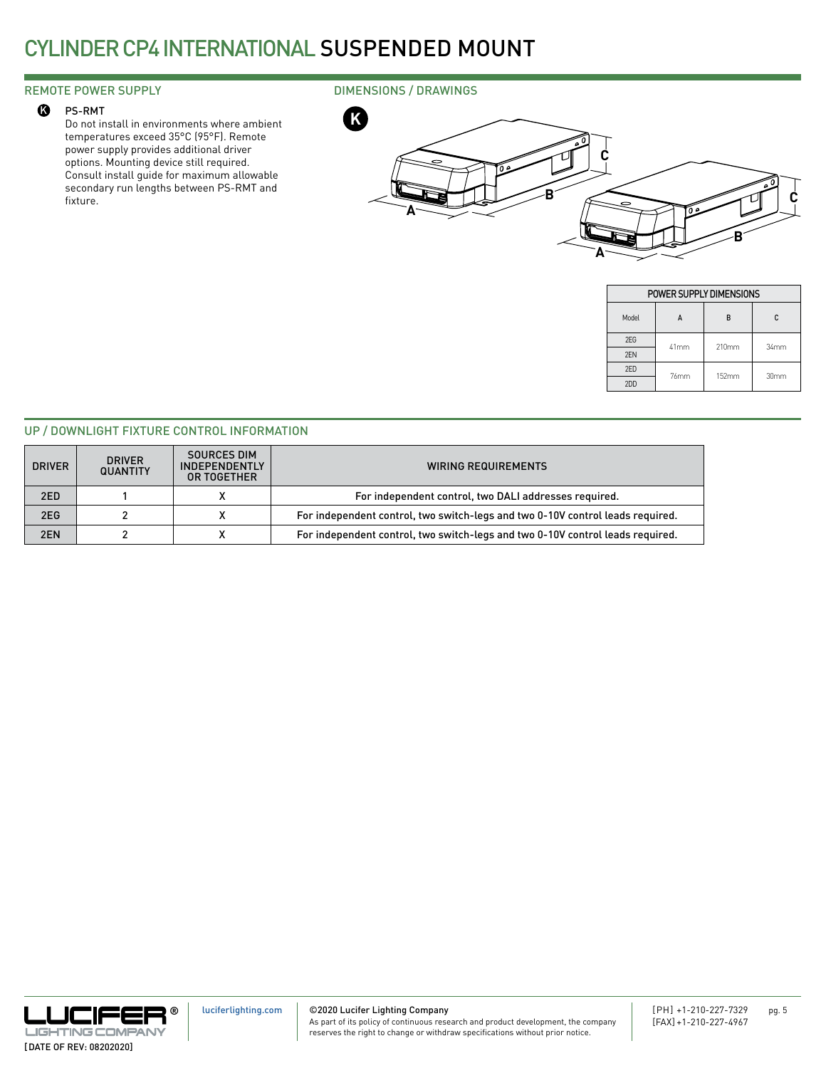# CYLINDER CP4 INTERNATIONAL SUSPENDED MOUNT

## REMOTE POWER SUPPLY

**K** PS-RMT

Do not install in environments where ambient temperatures exceed 35°C (95°F). Remote power supply provides additional driver options. Mounting device still required. Consult install guide for maximum allowable secondary run lengths between PS-RMT and fixture.

## DIMENSIONS / DRAWINGS

K

| POWER SUPPLY DIMENSIONS | | | |
|---|---|---|---|
| Model | A | B | C |
| 2EG | 41mm | 210mm | 34mm |
| 2EN | 41mm | 210mm | 34mm |
| 2ED | 76mm | 152mm | 30mm |
| 2DD | 76mm | 152mm | 30mm |

## UP / DOWNLIGHT FIXTURE CONTROL INFORMATION

| DRIVER | DRIVER QUANTITY | SOURCES DIM INDEPENDENTLY OR TOGETHER | WIRING REQUIREMENTS |
|---|---|---|---|
| 2ED | 1 | X | For independent control, two DALI addresses required. |
| 2EG | 2 | X | For independent control, two switch-legs and two 0-10V control leads required. |
| 2EN | 2 | X | For independent control, two switch-legs and two 0-10V control leads required. |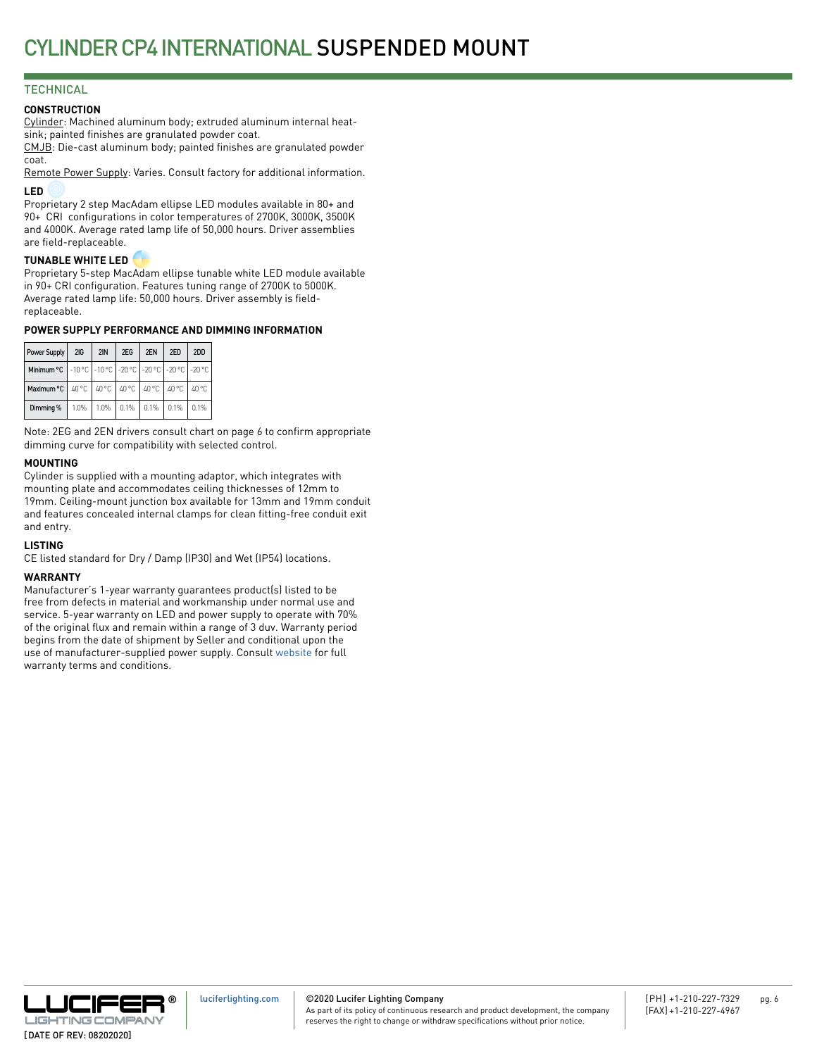# CYLINDER CP4 INTERNATIONAL SUSPENDED MOUNT

## TECHNICAL

### CONSTRUCTION

Cylinder: Machined aluminum body; extruded aluminum internal heat-sink; painted finishes are granulated powder coat.
CMJB: Die-cast aluminum body; painted finishes are granulated powder coat.
Remote Power Supply: Varies. Consult factory for additional information.

### LED

Proprietary 2 step MacAdam ellipse LED modules available in 80+ and 90+ CRI configurations in color temperatures of 2700K, 3000K, 3500K and 4000K. Average rated lamp life of 50,000 hours. Driver assemblies are field-replaceable.

### TUNABLE WHITE LED

Proprietary 5-step MacAdam ellipse tunable white LED module available in 90+ CRI configuration. Features tuning range of 2700K to 5000K. Average rated lamp life: 50,000 hours. Driver assembly is field-replaceable.

### POWER SUPPLY PERFORMANCE AND DIMMING INFORMATION

| Power Supply | 2IG | 2IN | 2EG | 2EN | 2ED | 2DD |
|---|---|---|---|---|---|---|
| Minimum °C | -10 °C | -10 °C | -20 °C | -20 °C | -20 °C | -20 °C |
| Maximum °C | 40 °C | 40 °C | 40 °C | 40 °C | 40 °C | 40 °C |
| Dimming % | 1.0% | 1.0% | 0.1% | 0.1% | 0.1% | 0.1% |

Note: 2EG and 2EN drivers consult chart on page 6 to confirm appropriate dimming curve for compatibility with selected control.

### MOUNTING

Cylinder is supplied with a mounting adaptor, which integrates with mounting plate and accommodates ceiling thicknesses of 12mm to 19mm. Ceiling-mount junction box available for 13mm and 19mm conduit and features concealed internal clamps for clean fitting-free conduit exit and entry.

### LISTING

CE listed standard for Dry / Damp (IP30) and Wet (IP54) locations.

### WARRANTY

Manufacturer's 1-year warranty guarantees product(s) listed to be free from defects in material and workmanship under normal use and service. 5-year warranty on LED and power supply to operate with 70% of the original flux and remain within a range of 3 duv. Warranty period begins from the date of shipment by Seller and conditional upon the use of manufacturer-supplied power supply. Consult website for full warranty terms and conditions.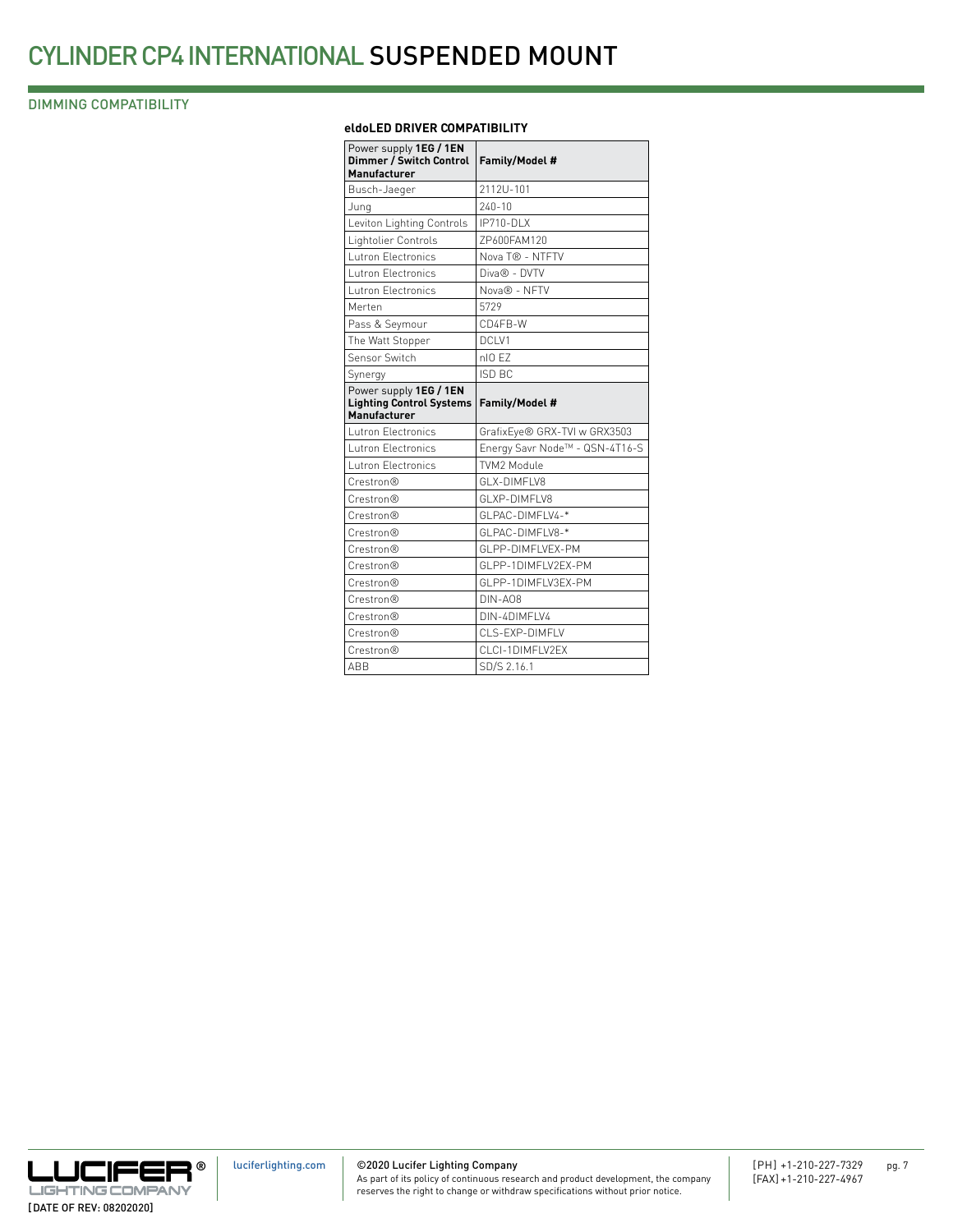# CYLINDER CP4 INTERNATIONAL SUSPENDED MOUNT

## DIMMING COMPATIBILITY

### eldoLED DRIVER COMPATIBILITY

| Power supply **1EG / 1EN Dimmer / Switch Control Manufacturer** | **Family/Model #** |
|---|---|
| Busch-Jaeger | 2112U-101 |
| Jung | 240-10 |
| Leviton Lighting Controls | IP710-DLX |
| Lightolier Controls | ZP600FAM120 |
| Lutron Electronics | Nova T® - NTFTV |
| Lutron Electronics | Diva® - DVTV |
| Lutron Electronics | Nova® - NFTV |
| Merten | 5729 |
| Pass & Seymour | CD4FB-W |
| The Watt Stopper | DCLV1 |
| Sensor Switch | nIO EZ |
| Synergy | ISD BC |
| Power supply **1EG / 1EN Lighting Control Systems Manufacturer** | **Family/Model #** |
| Lutron Electronics | GrafixEye® GRX-TVI w GRX3503 |
| Lutron Electronics | Energy Savr Node™ - QSN-4T16-S |
| Lutron Electronics | TVM2 Module |
| Crestron® | GLX-DIMFLV8 |
| Crestron® | GLXP-DIMFLV8 |
| Crestron® | GLPAC-DIMFLV4-* |
| Crestron® | GLPAC-DIMFLV8-* |
| Crestron® | GLPP-DIMFLVEX-PM |
| Crestron® | GLPP-1DIMFLV2EX-PM |
| Crestron® | GLPP-1DIMFLV3EX-PM |
| Crestron® | DIN-AO8 |
| Crestron® | DIN-4DIMFLV4 |
| Crestron® | CLS-EXP-DIMFLV |
| Crestron® | CLCI-1DIMFLV2EX |
| ABB | SD/S 2.16.1 |